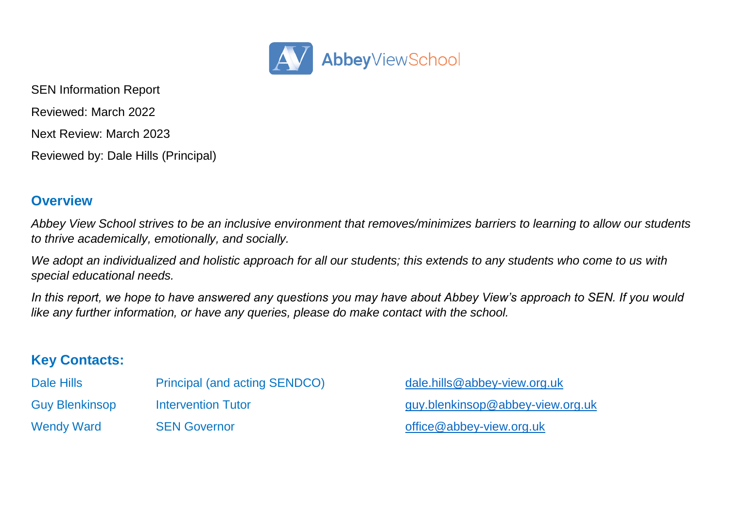AbbeyViewSchool

SEN Information Report

Reviewed: March 2022

Next Review: March 2023

Reviewed by: Dale Hills (Principal)

## Overview

*Abbey View School strives to be an inclusive environment that removes/minimizes barriers to learning to allow our students to thrive academically, emotionally, and socially.*

*We adopt an individualized and holistic approach for all our students; this extends to any students who come to us with special educational needs.*

*In this report, we hope to have answered any questions you may have about Abbey View's approach to SEN. If you would like any further information, or have any queries, please do make contact with the school.*

## Key Contacts:

| | | |
|---|---|---|
| Dale Hills | Principal (and acting SENDCO) | dale.hills@abbey-view.org.uk |
| Guy Blenkinsop | Intervention Tutor | guy.blenkinsop@abbey-view.org.uk |
| Wendy Ward | SEN Governor | office@abbey-view.org.uk |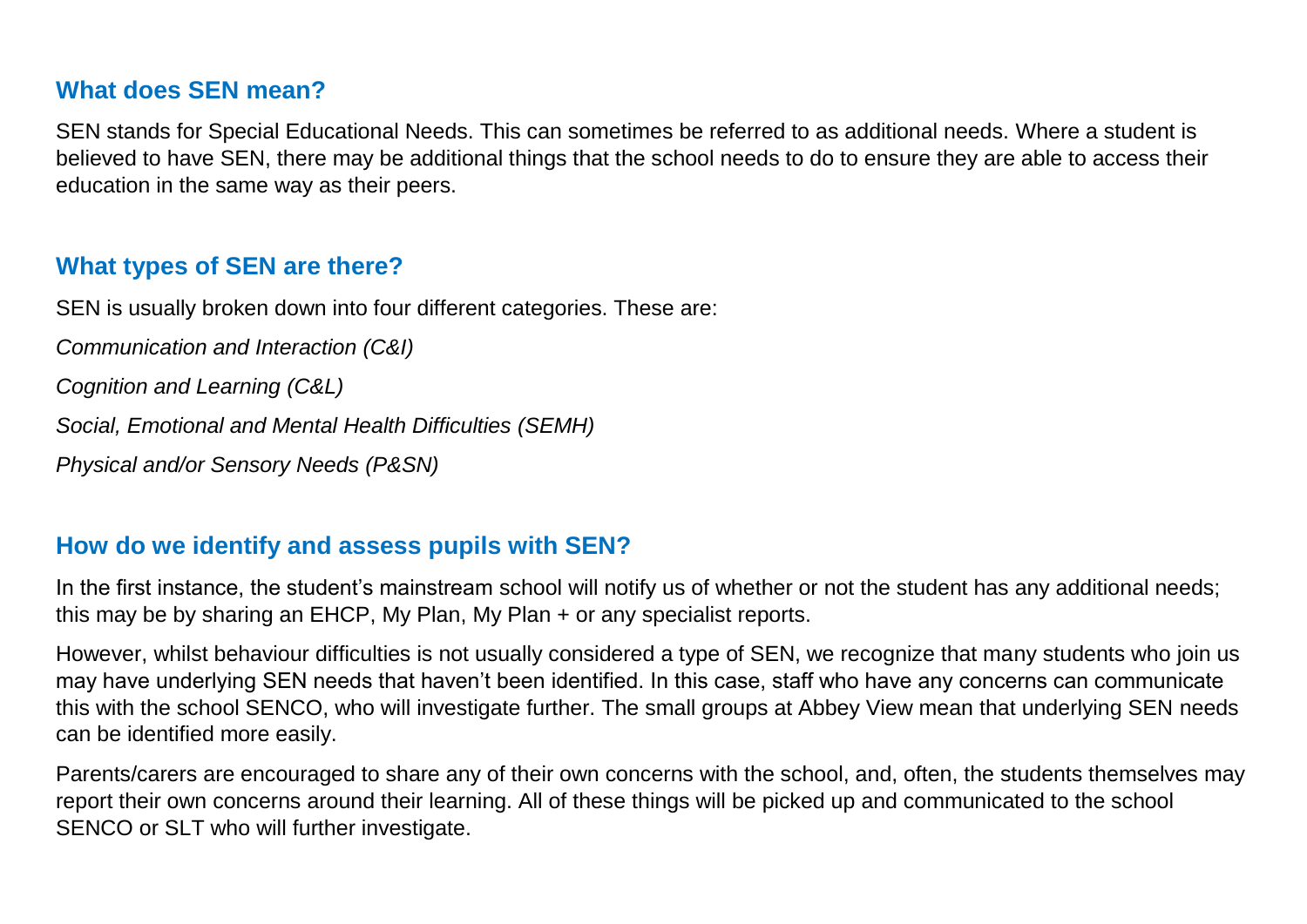## What does SEN mean?

SEN stands for Special Educational Needs. This can sometimes be referred to as additional needs. Where a student is believed to have SEN, there may be additional things that the school needs to do to ensure they are able to access their education in the same way as their peers.

## What types of SEN are there?

SEN is usually broken down into four different categories. These are:

*Communication and Interaction (C&I)*

*Cognition and Learning (C&L)*

*Social, Emotional and Mental Health Difficulties (SEMH)*

*Physical and/or Sensory Needs (P&SN)*

## How do we identify and assess pupils with SEN?

In the first instance, the student's mainstream school will notify us of whether or not the student has any additional needs; this may be by sharing an EHCP, My Plan, My Plan + or any specialist reports.

However, whilst behaviour difficulties is not usually considered a type of SEN, we recognize that many students who join us may have underlying SEN needs that haven't been identified. In this case, staff who have any concerns can communicate this with the school SENCO, who will investigate further. The small groups at Abbey View mean that underlying SEN needs can be identified more easily.

Parents/carers are encouraged to share any of their own concerns with the school, and, often, the students themselves may report their own concerns around their learning. All of these things will be picked up and communicated to the school SENCO or SLT who will further investigate.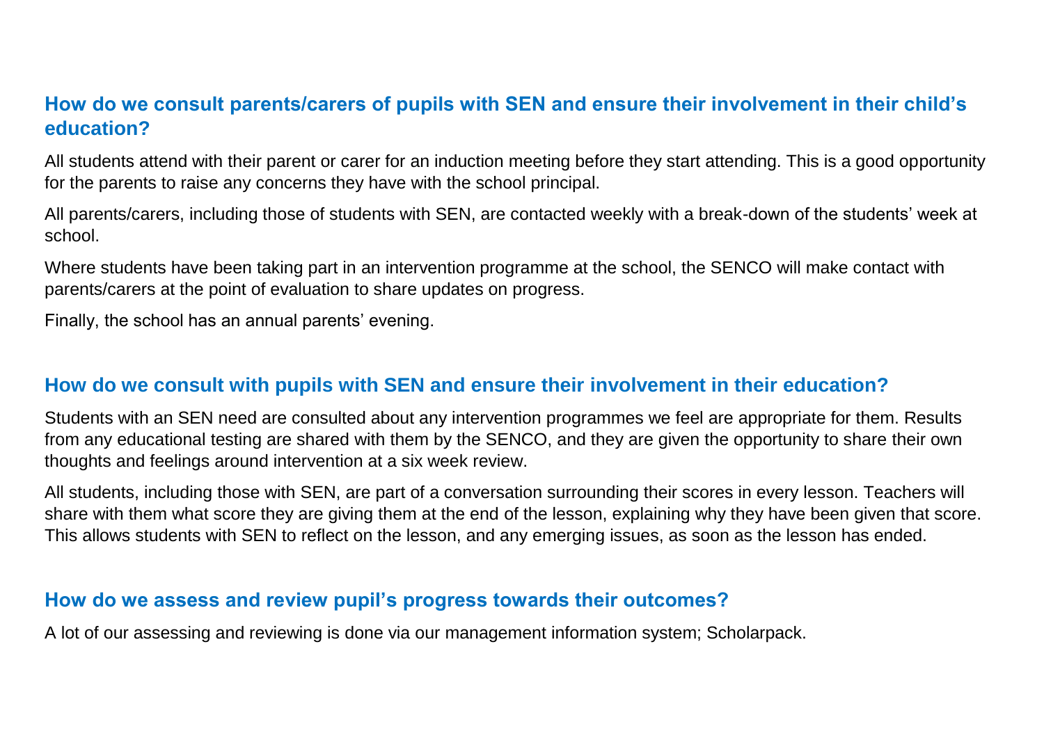## How do we consult parents/carers of pupils with SEN and ensure their involvement in their child's education?

All students attend with their parent or carer for an induction meeting before they start attending. This is a good opportunity for the parents to raise any concerns they have with the school principal.

All parents/carers, including those of students with SEN, are contacted weekly with a break-down of the students' week at school.

Where students have been taking part in an intervention programme at the school, the SENCO will make contact with parents/carers at the point of evaluation to share updates on progress.

Finally, the school has an annual parents' evening.

## How do we consult with pupils with SEN and ensure their involvement in their education?

Students with an SEN need are consulted about any intervention programmes we feel are appropriate for them. Results from any educational testing are shared with them by the SENCO, and they are given the opportunity to share their own thoughts and feelings around intervention at a six week review.

All students, including those with SEN, are part of a conversation surrounding their scores in every lesson. Teachers will share with them what score they are giving them at the end of the lesson, explaining why they have been given that score. This allows students with SEN to reflect on the lesson, and any emerging issues, as soon as the lesson has ended.

## How do we assess and review pupil's progress towards their outcomes?

A lot of our assessing and reviewing is done via our management information system; Scholarpack.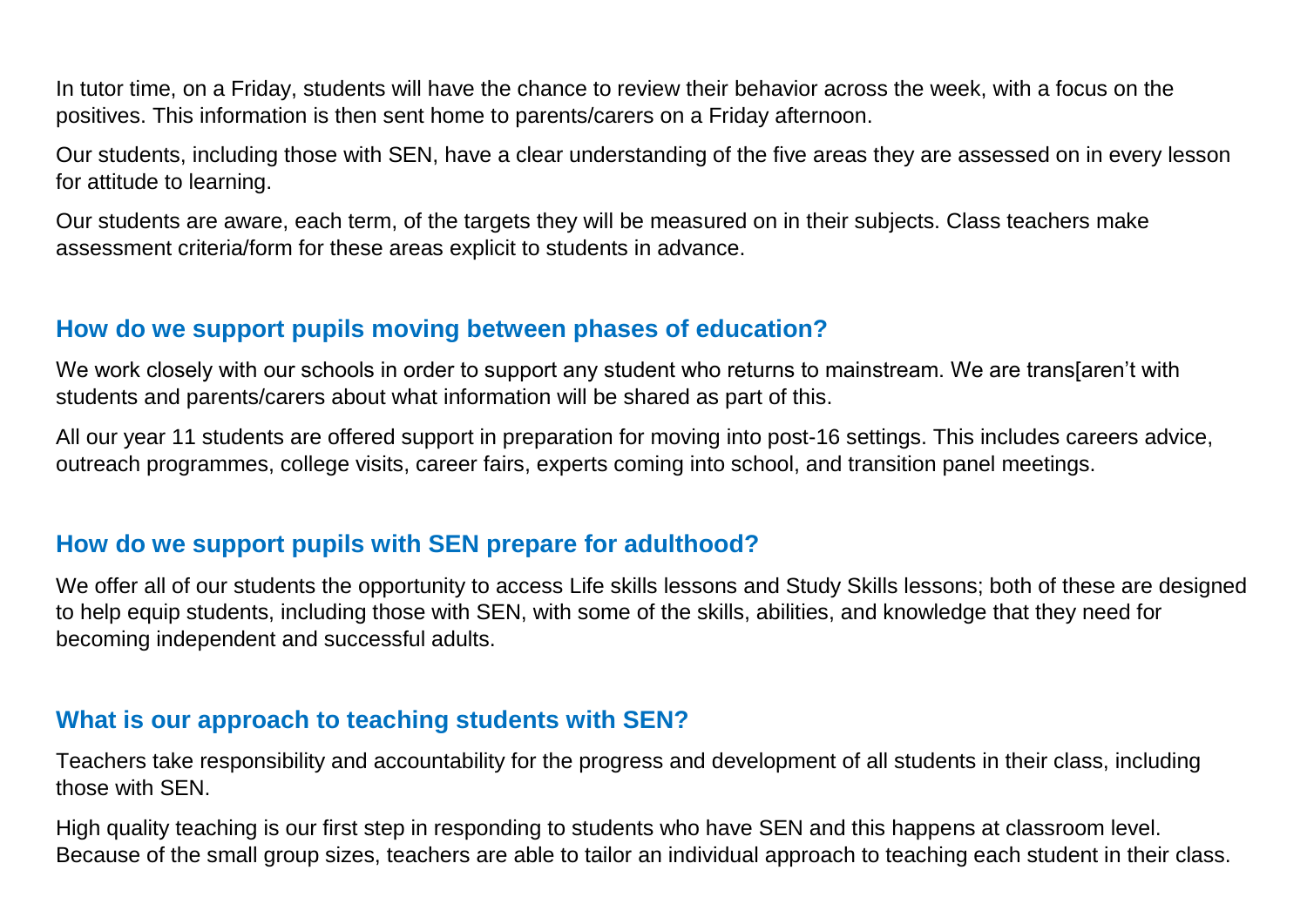In tutor time, on a Friday, students will have the chance to review their behavior across the week, with a focus on the positives. This information is then sent home to parents/carers on a Friday afternoon.

Our students, including those with SEN, have a clear understanding of the five areas they are assessed on in every lesson for attitude to learning.

Our students are aware, each term, of the targets they will be measured on in their subjects. Class teachers make assessment criteria/form for these areas explicit to students in advance.

## How do we support pupils moving between phases of education?

We work closely with our schools in order to support any student who returns to mainstream. We are trans[aren't with students and parents/carers about what information will be shared as part of this.

All our year 11 students are offered support in preparation for moving into post-16 settings. This includes careers advice, outreach programmes, college visits, career fairs, experts coming into school, and transition panel meetings.

## How do we support pupils with SEN prepare for adulthood?

We offer all of our students the opportunity to access Life skills lessons and Study Skills lessons; both of these are designed to help equip students, including those with SEN, with some of the skills, abilities, and knowledge that they need for becoming independent and successful adults.

## What is our approach to teaching students with SEN?

Teachers take responsibility and accountability for the progress and development of all students in their class, including those with SEN.

High quality teaching is our first step in responding to students who have SEN and this happens at classroom level. Because of the small group sizes, teachers are able to tailor an individual approach to teaching each student in their class.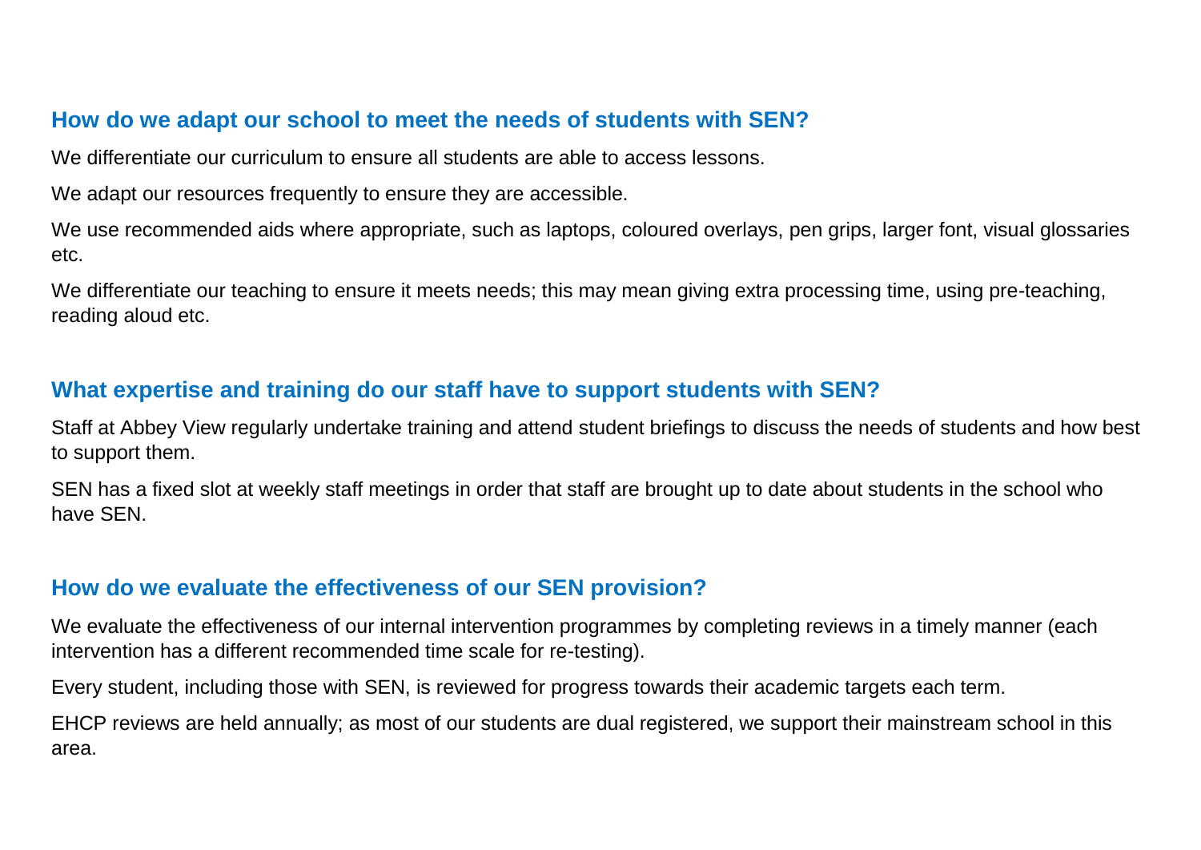## How do we adapt our school to meet the needs of students with SEN?

We differentiate our curriculum to ensure all students are able to access lessons.

We adapt our resources frequently to ensure they are accessible.

We use recommended aids where appropriate, such as laptops, coloured overlays, pen grips, larger font, visual glossaries etc.

We differentiate our teaching to ensure it meets needs; this may mean giving extra processing time, using pre-teaching, reading aloud etc.

## What expertise and training do our staff have to support students with SEN?

Staff at Abbey View regularly undertake training and attend student briefings to discuss the needs of students and how best to support them.

SEN has a fixed slot at weekly staff meetings in order that staff are brought up to date about students in the school who have SEN.

## How do we evaluate the effectiveness of our SEN provision?

We evaluate the effectiveness of our internal intervention programmes by completing reviews in a timely manner (each intervention has a different recommended time scale for re-testing).

Every student, including those with SEN, is reviewed for progress towards their academic targets each term.

EHCP reviews are held annually; as most of our students are dual registered, we support their mainstream school in this area.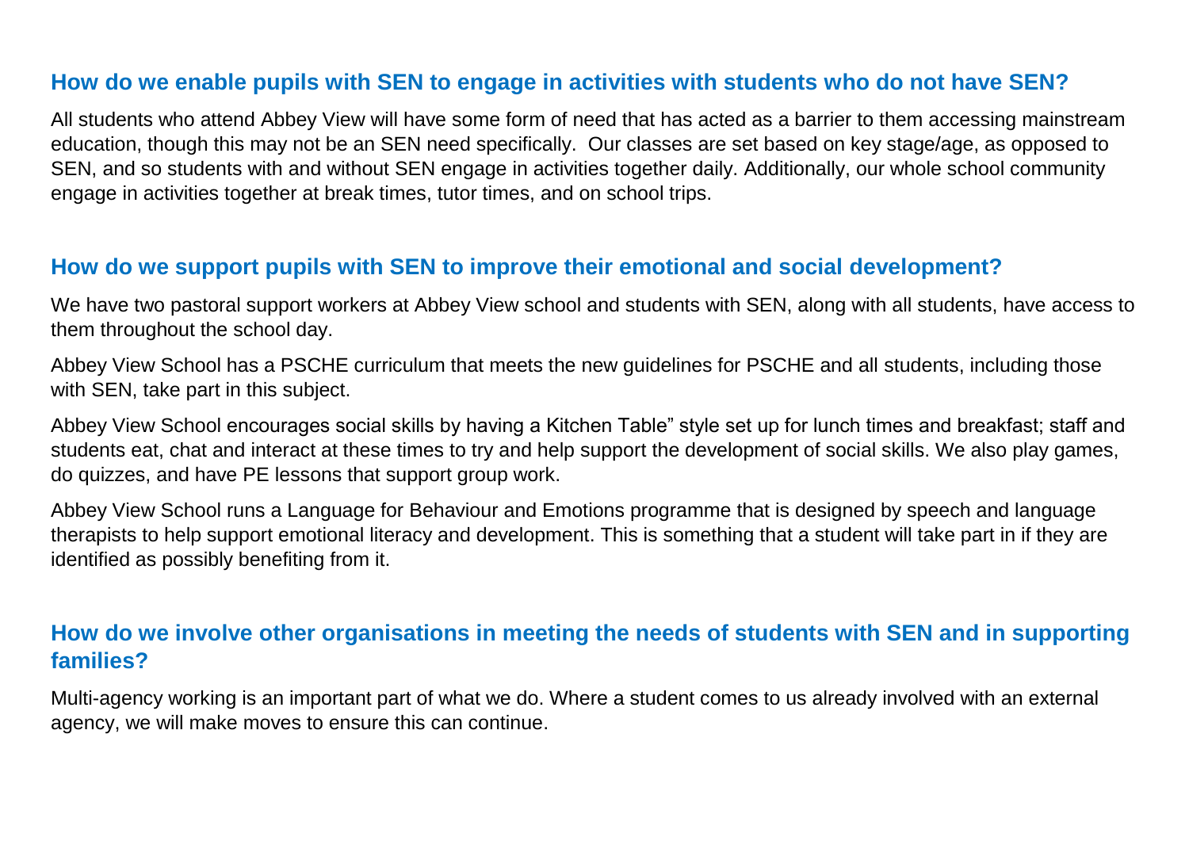## How do we enable pupils with SEN to engage in activities with students who do not have SEN?

All students who attend Abbey View will have some form of need that has acted as a barrier to them accessing mainstream education, though this may not be an SEN need specifically. Our classes are set based on key stage/age, as opposed to SEN, and so students with and without SEN engage in activities together daily. Additionally, our whole school community engage in activities together at break times, tutor times, and on school trips.

## How do we support pupils with SEN to improve their emotional and social development?

We have two pastoral support workers at Abbey View school and students with SEN, along with all students, have access to them throughout the school day.

Abbey View School has a PSCHE curriculum that meets the new guidelines for PSCHE and all students, including those with SEN, take part in this subject.

Abbey View School encourages social skills by having a Kitchen Table" style set up for lunch times and breakfast; staff and students eat, chat and interact at these times to try and help support the development of social skills. We also play games, do quizzes, and have PE lessons that support group work.

Abbey View School runs a Language for Behaviour and Emotions programme that is designed by speech and language therapists to help support emotional literacy and development. This is something that a student will take part in if they are identified as possibly benefiting from it.

## How do we involve other organisations in meeting the needs of students with SEN and in supporting families?

Multi-agency working is an important part of what we do. Where a student comes to us already involved with an external agency, we will make moves to ensure this can continue.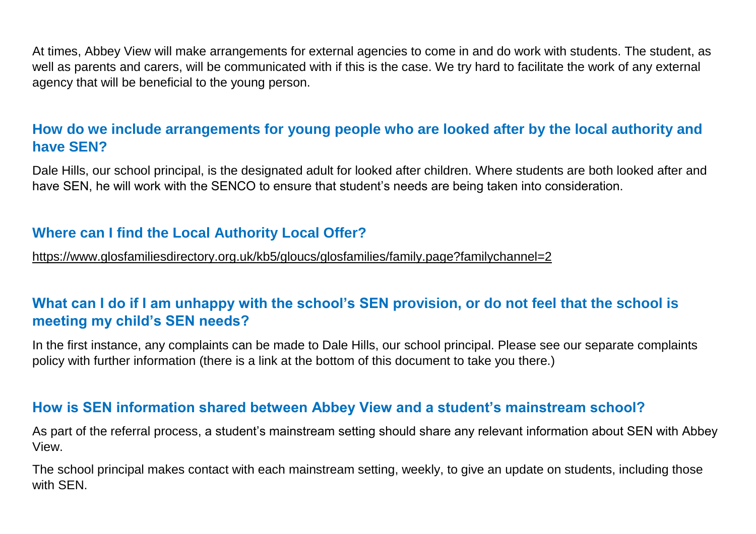At times, Abbey View will make arrangements for external agencies to come in and do work with students. The student, as well as parents and carers, will be communicated with if this is the case. We try hard to facilitate the work of any external agency that will be beneficial to the young person.

## How do we include arrangements for young people who are looked after by the local authority and have SEN?

Dale Hills, our school principal, is the designated adult for looked after children. Where students are both looked after and have SEN, he will work with the SENCO to ensure that student's needs are being taken into consideration.

## Where can I find the Local Authority Local Offer?

https://www.glosfamiliesdirectory.org.uk/kb5/gloucs/glosfamilies/family.page?familychannel=2

## What can I do if I am unhappy with the school's SEN provision, or do not feel that the school is meeting my child's SEN needs?

In the first instance, any complaints can be made to Dale Hills, our school principal. Please see our separate complaints policy with further information (there is a link at the bottom of this document to take you there.)

## How is SEN information shared between Abbey View and a student's mainstream school?

As part of the referral process, a student's mainstream setting should share any relevant information about SEN with Abbey View.

The school principal makes contact with each mainstream setting, weekly, to give an update on students, including those with SEN.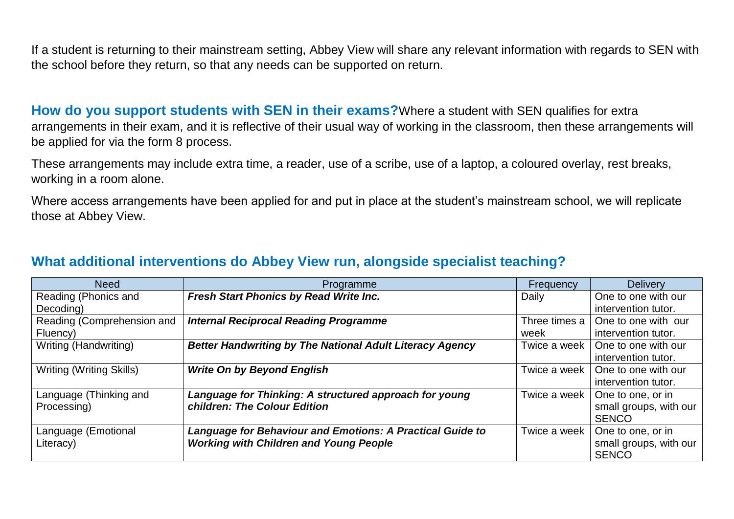If a student is returning to their mainstream setting, Abbey View will share any relevant information with regards to SEN with the school before they return, so that any needs can be supported on return.

## How do you support students with SEN in their exams?

Where a student with SEN qualifies for extra arrangements in their exam, and it is reflective of their usual way of working in the classroom, then these arrangements will be applied for via the form 8 process.

These arrangements may include extra time, a reader, use of a scribe, use of a laptop, a coloured overlay, rest breaks, working in a room alone.

Where access arrangements have been applied for and put in place at the student's mainstream school, we will replicate those at Abbey View.

## What additional interventions do Abbey View run, alongside specialist teaching?

| Need | Programme | Frequency | Delivery |
|---|---|---|---|
| Reading (Phonics and Decoding) | ***Fresh Start Phonics by Read Write Inc.*** | Daily | One to one with our intervention tutor. |
| Reading (Comprehension and Fluency) | ***Internal Reciprocal Reading Programme*** | Three times a week | One to one with our intervention tutor. |
| Writing (Handwriting) | ***Better Handwriting by The National Adult Literacy Agency*** | Twice a week | One to one with our intervention tutor. |
| Writing (Writing Skills) | ***Write On by Beyond English*** | Twice a week | One to one with our intervention tutor. |
| Language (Thinking and Processing) | ***Language for Thinking: A structured approach for young children: The Colour Edition*** | Twice a week | One to one, or in small groups, with our SENCO |
| Language (Emotional Literacy) | ***Language for Behaviour and Emotions: A Practical Guide to Working with Children and Young People*** | Twice a week | One to one, or in small groups, with our SENCO |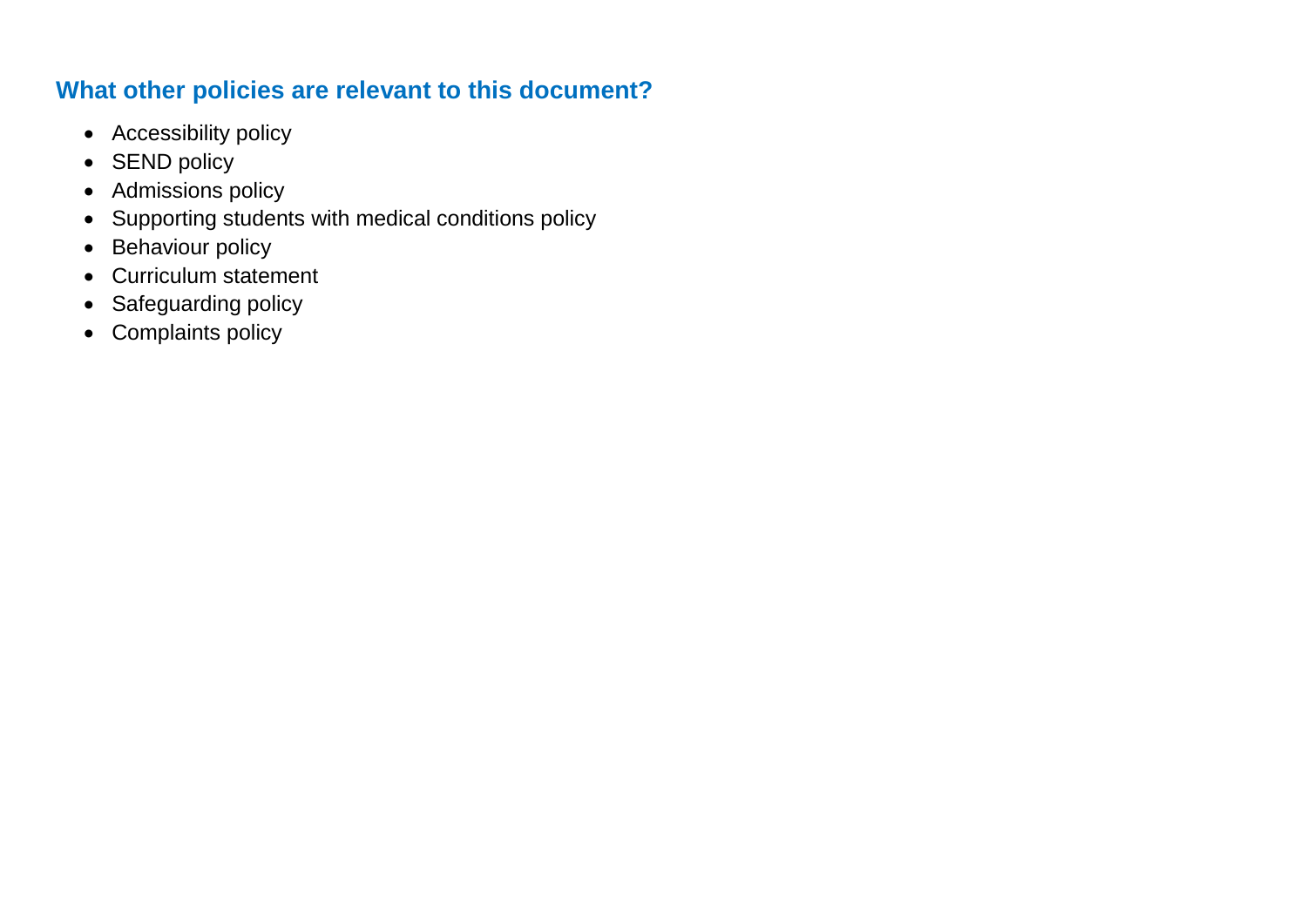## What other policies are relevant to this document?

- Accessibility policy
- SEND policy
- Admissions policy
- Supporting students with medical conditions policy
- Behaviour policy
- Curriculum statement
- Safeguarding policy
- Complaints policy